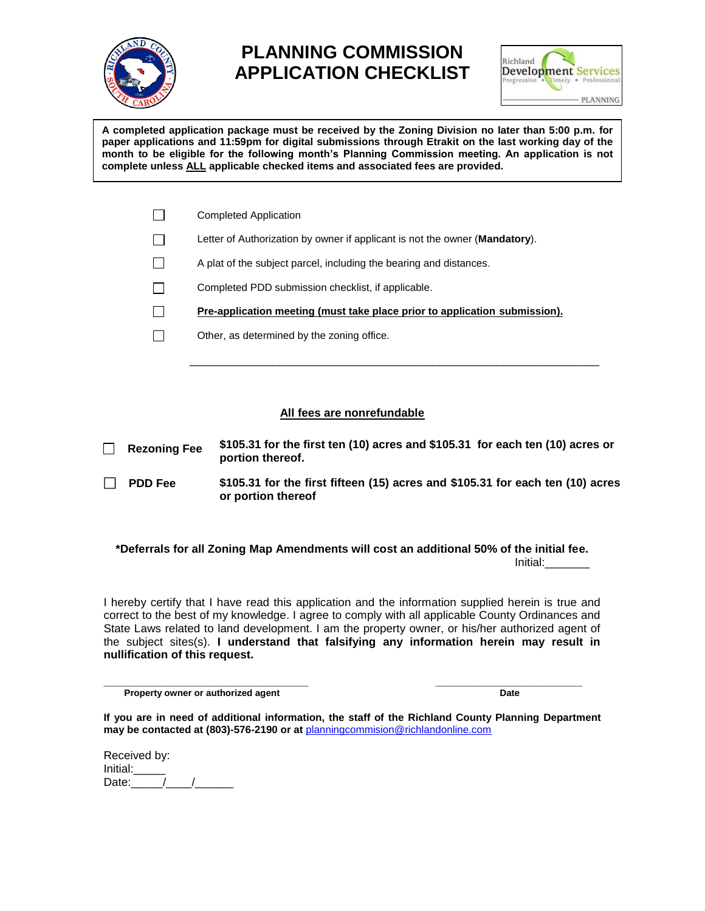# PLANNING COMMISSION APPLICATION CHECKLIST

**A completed application package must be received by the Zoning Division no later than 5:00 p.m. for paper applications and 11:59pm for digital submissions through Etrakit on the last working day of the month to be eligible for the following month's Planning Commission meeting. An application is not complete unless ALL applicable checked items and associated fees are provided.**

- ☐ Completed Application
- ☐ Letter of Authorization by owner if applicant is not the owner (**Mandatory**).
- ☐ A plat of the subject parcel, including the bearing and distances.
- ☐ Completed PDD submission checklist, if applicable.
- ☐ **Pre-application meeting (must take place prior to application submission).**
- ☐ Other, as determined by the zoning office.

______________________________________________________________

**All fees are nonrefundable**

☐ **Rezoning Fee** — **$105.31 for the first ten (10) acres and $105.31 for each ten (10) acres or portion thereof.**

☐ **PDD Fee** — **$105.31 for the first fifteen (15) acres and $105.31 for each ten (10) acres or portion thereof**

***Deferrals for all Zoning Map Amendments will cost an additional 50% of the initial fee.**

Initial:_______

I hereby certify that I have read this application and the information supplied herein is true and correct to the best of my knowledge. I agree to comply with all applicable County Ordinances and State Laws related to land development. I am the property owner, or his/her authorized agent of the subject sites(s). **I understand that falsifying any information herein may result in nullification of this request.**

_________________________________ Property owner or authorized agent

_________________________ Date

**If you are in need of additional information, the staff of the Richland County Planning Department may be contacted at (803)-576-2190 or at** planningcommision@richlandonline.com

Received by:
Initial:_____
Date:_____/____/______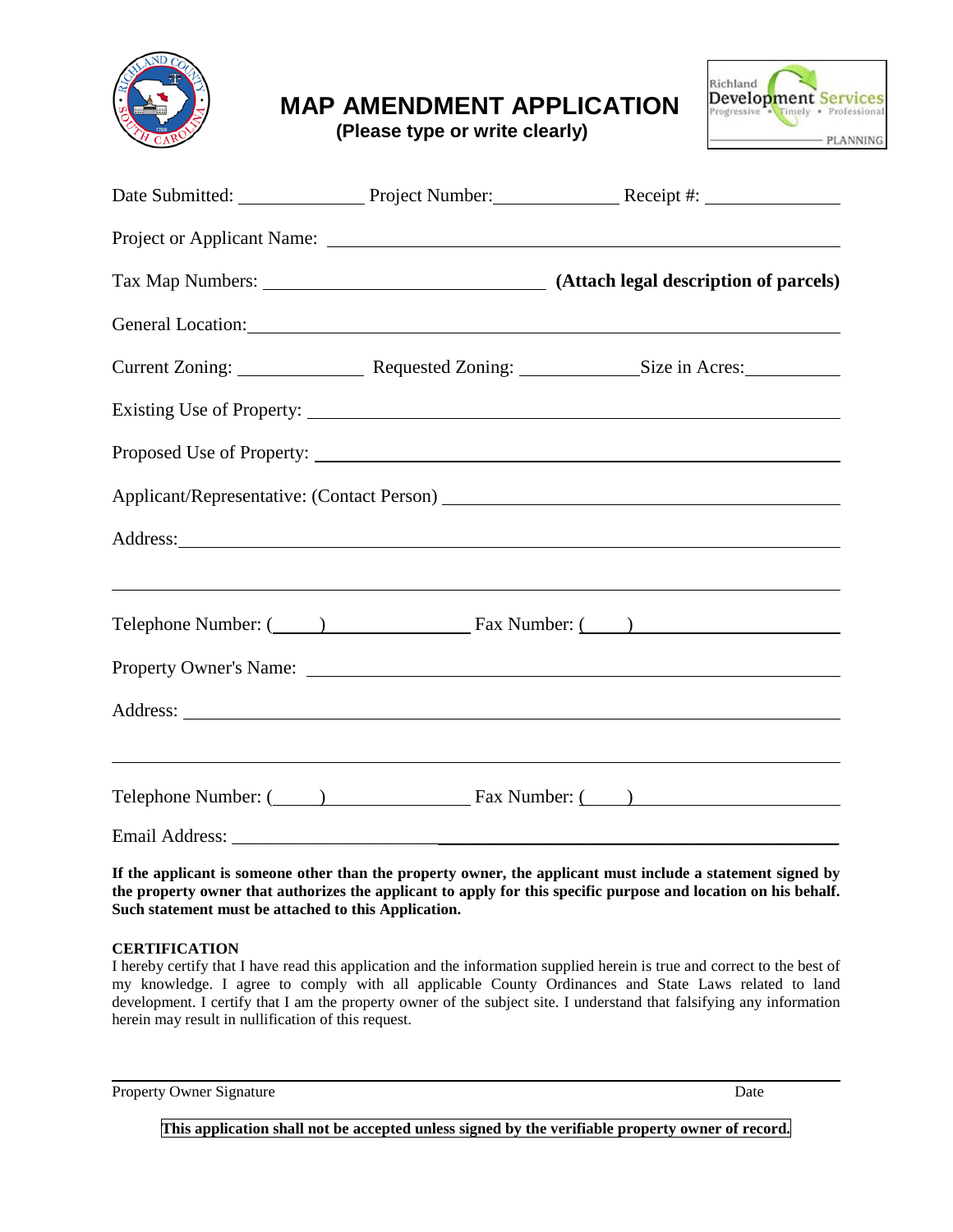# MAP AMENDMENT APPLICATION

**(Please type or write clearly)**

Date Submitted: ______________ Project Number: ______________ Receipt #: ______________

Project or Applicant Name: ________________________________________________

Tax Map Numbers: ______________________________ **(Attach legal description of parcels)**

General Location: ________________________________________________

Current Zoning: ______________ Requested Zoning: ______________ Size in Acres: __________

Existing Use of Property: ________________________________________________

Proposed Use of Property: ________________________________________________

Applicant/Representative: (Contact Person) ________________________________________________

Address: ________________________________________________

________________________________________________

Telephone Number: (____) ______________ Fax Number: (____) ______________

Property Owner's Name: ________________________________________________

Address: ________________________________________________

________________________________________________

Telephone Number: (____) ______________ Fax Number: (____) ______________

Email Address: ________________________________________________

**If the applicant is someone other than the property owner, the applicant must include a statement signed by the property owner that authorizes the applicant to apply for this specific purpose and location on his behalf. Such statement must be attached to this Application.**

**CERTIFICATION**

I hereby certify that I have read this application and the information supplied herein is true and correct to the best of my knowledge. I agree to comply with all applicable County Ordinances and State Laws related to land development. I certify that I am the property owner of the subject site. I understand that falsifying any information herein may result in nullification of this request.

________________________________________________

Property Owner Signature Date

**This application shall not be accepted unless signed by the verifiable property owner of record.**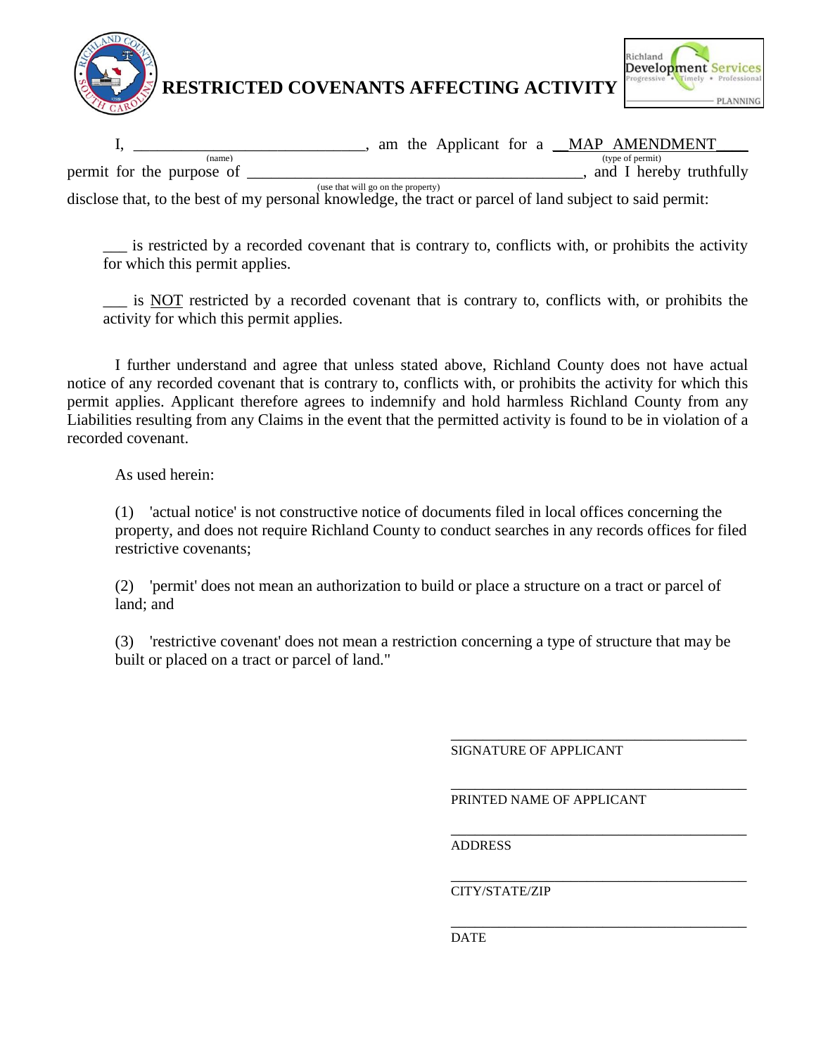# RESTRICTED COVENANTS AFFECTING ACTIVITY

Richland Development Services — Progressive • Timely • Professional — PLANNING

I, ______________________________ (name), am the Applicant for a __MAP AMENDMENT____ (type of permit) permit for the purpose of ____________________________________________ (use that will go on the property), and I hereby truthfully disclose that, to the best of my personal knowledge, the tract or parcel of land subject to said permit:

___ is restricted by a recorded covenant that is contrary to, conflicts with, or prohibits the activity for which this permit applies.

___ is NOT restricted by a recorded covenant that is contrary to, conflicts with, or prohibits the activity for which this permit applies.

I further understand and agree that unless stated above, Richland County does not have actual notice of any recorded covenant that is contrary to, conflicts with, or prohibits the activity for which this permit applies. Applicant therefore agrees to indemnify and hold harmless Richland County from any Liabilities resulting from any Claims in the event that the permitted activity is found to be in violation of a recorded covenant.

As used herein:

(1) 'actual notice' is not constructive notice of documents filed in local offices concerning the property, and does not require Richland County to conduct searches in any records offices for filed restrictive covenants;

(2) 'permit' does not mean an authorization to build or place a structure on a tract or parcel of land; and

(3) 'restrictive covenant' does not mean a restriction concerning a type of structure that may be built or placed on a tract or parcel of land."

______________________________
SIGNATURE OF APPLICANT

______________________________
PRINTED NAME OF APPLICANT

______________________________
ADDRESS

______________________________
CITY/STATE/ZIP

______________________________
DATE